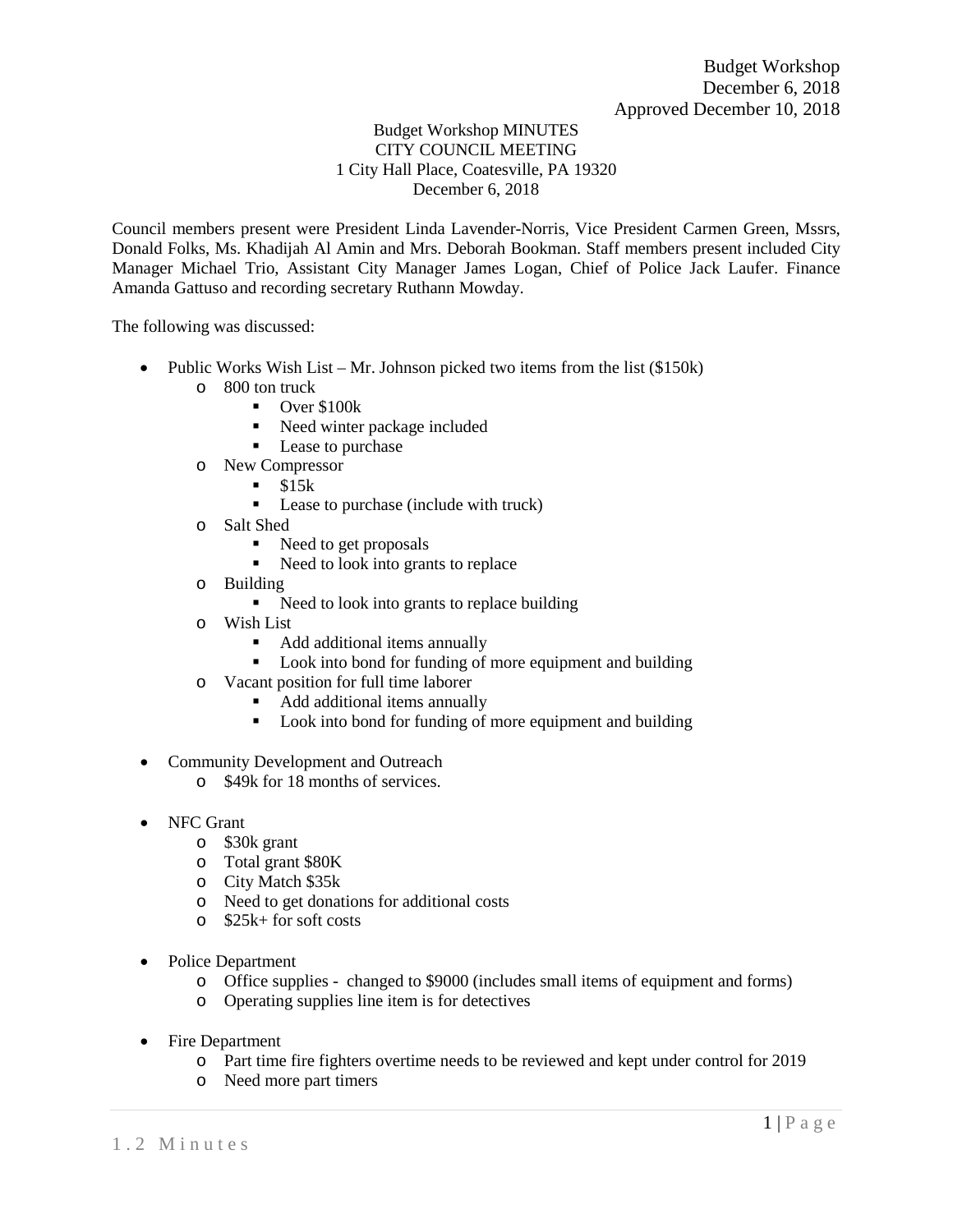Budget Workshop
December 6, 2018
Approved December 10, 2018

Budget Workshop MINUTES
CITY COUNCIL MEETING
1 City Hall Place, Coatesville, PA 19320
December 6, 2018

Council members present were President Linda Lavender-Norris, Vice President Carmen Green, Mssrs, Donald Folks, Ms. Khadijah Al Amin and Mrs. Deborah Bookman. Staff members present included City Manager Michael Trio, Assistant City Manager James Logan, Chief of Police Jack Laufer. Finance Amanda Gattuso and recording secretary Ruthann Mowday.

The following was discussed:

- Public Works Wish List – Mr. Johnson picked two items from the list ($150k)
  - 800 ton truck
    - Over $100k
    - Need winter package included
    - Lease to purchase
  - New Compressor
    - $15k
    - Lease to purchase (include with truck)
  - Salt Shed
    - Need to get proposals
    - Need to look into grants to replace
  - Building
    - Need to look into grants to replace building
  - Wish List
    - Add additional items annually
    - Look into bond for funding of more equipment and building
  - Vacant position for full time laborer
    - Add additional items annually
    - Look into bond for funding of more equipment and building

- Community Development and Outreach
  - $49k for 18 months of services.

- NFC Grant
  - $30k grant
  - Total grant $80K
  - City Match $35k
  - Need to get donations for additional costs
  - $25k+ for soft costs

- Police Department
  - Office supplies - changed to $9000 (includes small items of equipment and forms)
  - Operating supplies line item is for detectives

- Fire Department
  - Part time fire fighters overtime needs to be reviewed and kept under control for 2019
  - Need more part timers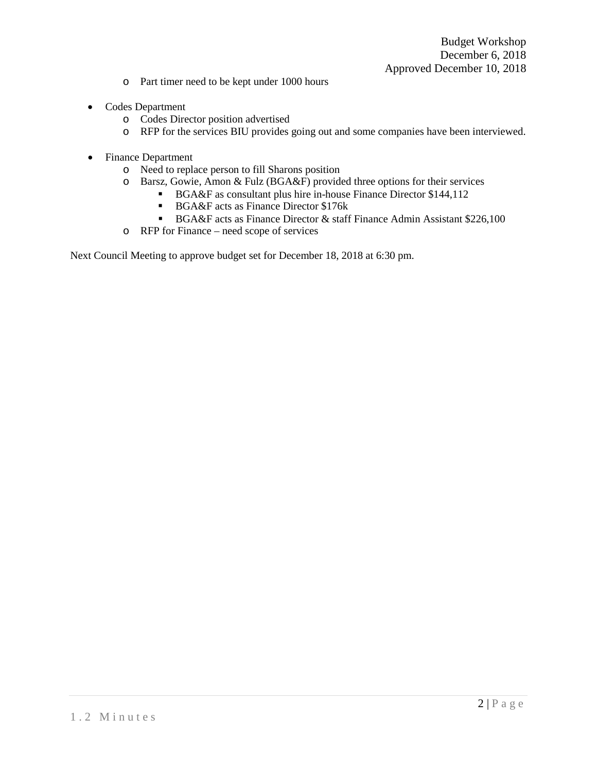- Part timer need to be kept under 1000 hours

- Codes Department
  - Codes Director position advertised
  - RFP for the services BIU provides going out and some companies have been interviewed.

- Finance Department
  - Need to replace person to fill Sharons position
  - Barsz, Gowie, Amon & Fulz (BGA&F) provided three options for their services
    - BGA&F as consultant plus hire in-house Finance Director $144,112
    - BGA&F acts as Finance Director $176k
    - BGA&F acts as Finance Director & staff Finance Admin Assistant $226,100
  - RFP for Finance – need scope of services

Next Council Meeting to approve budget set for December 18, 2018 at 6:30 pm.